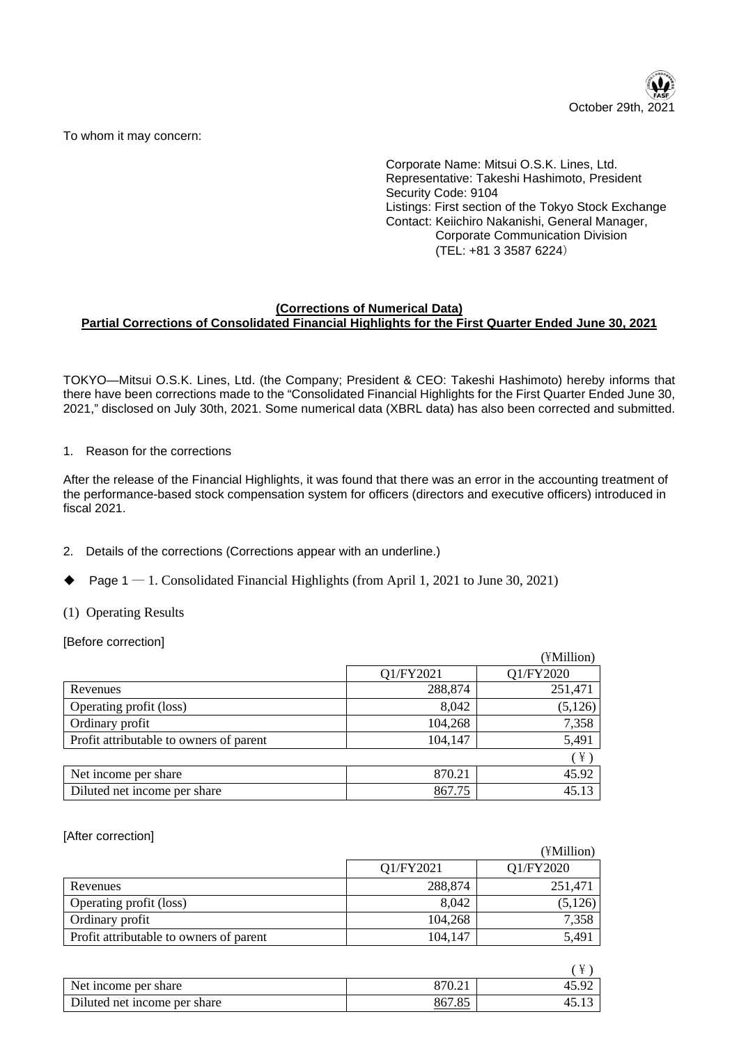October 29th, 2021

To whom it may concern:

Corporate Name: Mitsui O.S.K. Lines, Ltd.
Representative: Takeshi Hashimoto, President
Security Code: 9104
Listings: First section of the Tokyo Stock Exchange
Contact: Keiichiro Nakanishi, General Manager, Corporate Communication Division
(TEL: +81 3 3587 6224)

## (Corrections of Numerical Data)
## Partial Corrections of Consolidated Financial Highlights for the First Quarter Ended June 30, 2021

TOKYO—Mitsui O.S.K. Lines, Ltd. (the Company; President & CEO: Takeshi Hashimoto) hereby informs that there have been corrections made to the "Consolidated Financial Highlights for the First Quarter Ended June 30, 2021," disclosed on July 30th, 2021. Some numerical data (XBRL data) has also been corrected and submitted.

1. Reason for the corrections

After the release of the Financial Highlights, it was found that there was an error in the accounting treatment of the performance-based stock compensation system for officers (directors and executive officers) introduced in fiscal 2021.

2. Details of the corrections (Corrections appear with an underline.)

◆ Page 1 — 1. Consolidated Financial Highlights (from April 1, 2021 to June 30, 2021)

(1) Operating Results

[Before correction]

(¥Million)

| | Q1/FY2021 | Q1/FY2020 |
|---|---|---|
| Revenues | 288,874 | 251,471 |
| Operating profit (loss) | 8,042 | (5,126) |
| Ordinary profit | 104,268 | 7,358 |
| Profit attributable to owners of parent | 104,147 | 5,491 |

(¥)

| | | |
|---|---|---|
| Net income per share | 870.21 | 45.92 |
| Diluted net income per share | <u>867.75</u> | 45.13 |

[After correction]

(¥Million)

| | Q1/FY2021 | Q1/FY2020 |
|---|---|---|
| Revenues | 288,874 | 251,471 |
| Operating profit (loss) | 8,042 | (5,126) |
| Ordinary profit | 104,268 | 7,358 |
| Profit attributable to owners of parent | 104,147 | 5,491 |

(¥)

| | | |
|---|---|---|
| Net income per share | 870.21 | 45.92 |
| Diluted net income per share | <u>867.85</u> | 45.13 |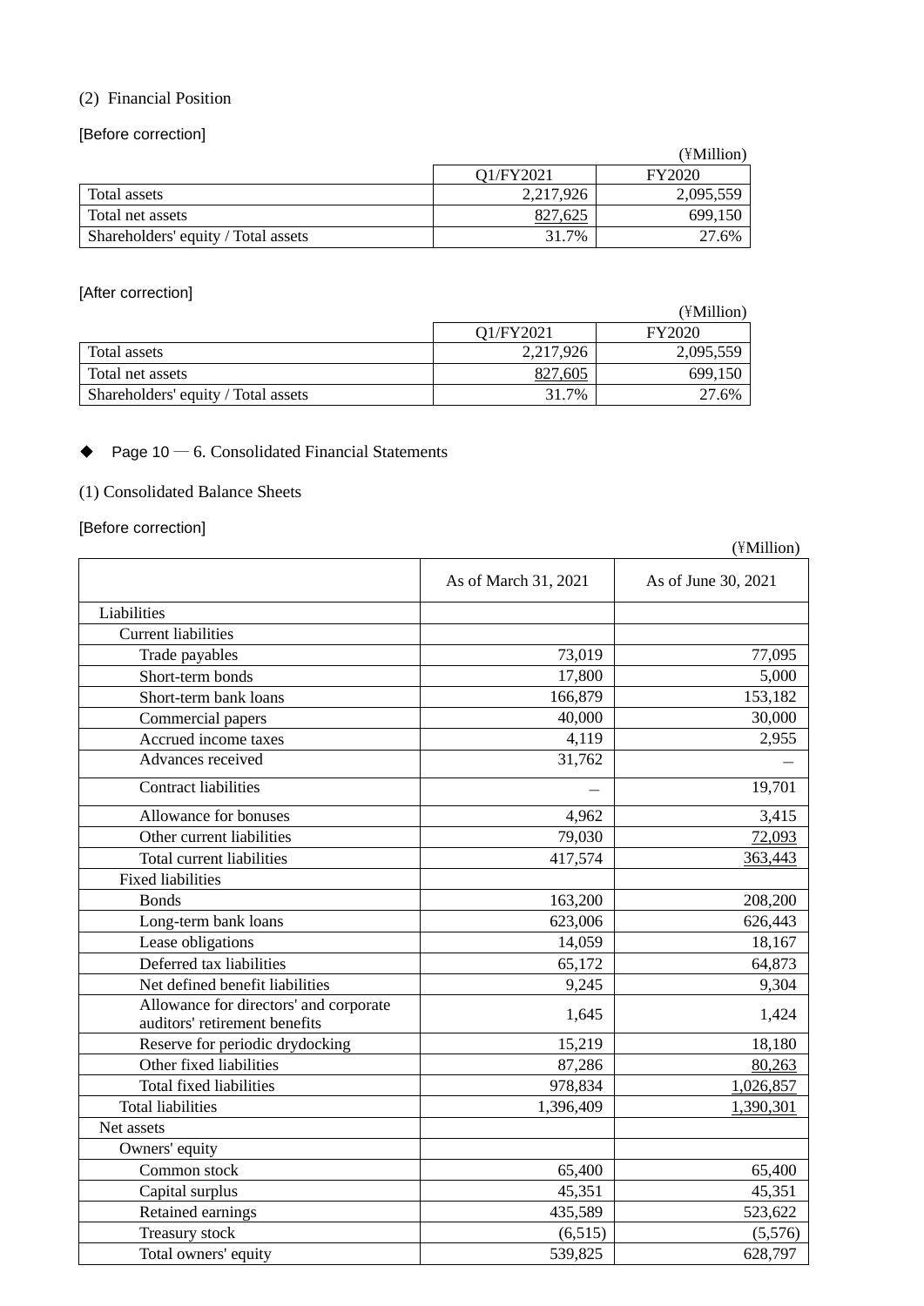(2) Financial Position

[Before correction]

(¥Million)

| | Q1/FY2021 | FY2020 |
|---|---|---|
| Total assets | 2,217,926 | 2,095,559 |
| Total net assets | 827,625 | 699,150 |
| Shareholders' equity / Total assets | 31.7% | 27.6% |

[After correction]

(¥Million)

| | Q1/FY2021 | FY2020 |
|---|---|---|
| Total assets | 2,217,926 | 2,095,559 |
| Total net assets | 827,605 | 699,150 |
| Shareholders' equity / Total assets | 31.7% | 27.6% |

◆ Page 10 ― 6. Consolidated Financial Statements

(1) Consolidated Balance Sheets

[Before correction]

(¥Million)

| | As of March 31, 2021 | As of June 30, 2021 |
|---|---|---|
| Liabilities | | |
| Current liabilities | | |
| Trade payables | 73,019 | 77,095 |
| Short-term bonds | 17,800 | 5,000 |
| Short-term bank loans | 166,879 | 153,182 |
| Commercial papers | 40,000 | 30,000 |
| Accrued income taxes | 4,119 | 2,955 |
| Advances received | 31,762 | – |
| Contract liabilities | – | 19,701 |
| Allowance for bonuses | 4,962 | 3,415 |
| Other current liabilities | 79,030 | 72,093 |
| Total current liabilities | 417,574 | 363,443 |
| Fixed liabilities | | |
| Bonds | 163,200 | 208,200 |
| Long-term bank loans | 623,006 | 626,443 |
| Lease obligations | 14,059 | 18,167 |
| Deferred tax liabilities | 65,172 | 64,873 |
| Net defined benefit liabilities | 9,245 | 9,304 |
| Allowance for directors' and corporate auditors' retirement benefits | 1,645 | 1,424 |
| Reserve for periodic drydocking | 15,219 | 18,180 |
| Other fixed liabilities | 87,286 | 80,263 |
| Total fixed liabilities | 978,834 | 1,026,857 |
| Total liabilities | 1,396,409 | 1,390,301 |
| Net assets | | |
| Owners' equity | | |
| Common stock | 65,400 | 65,400 |
| Capital surplus | 45,351 | 45,351 |
| Retained earnings | 435,589 | 523,622 |
| Treasury stock | (6,515) | (5,576) |
| Total owners' equity | 539,825 | 628,797 |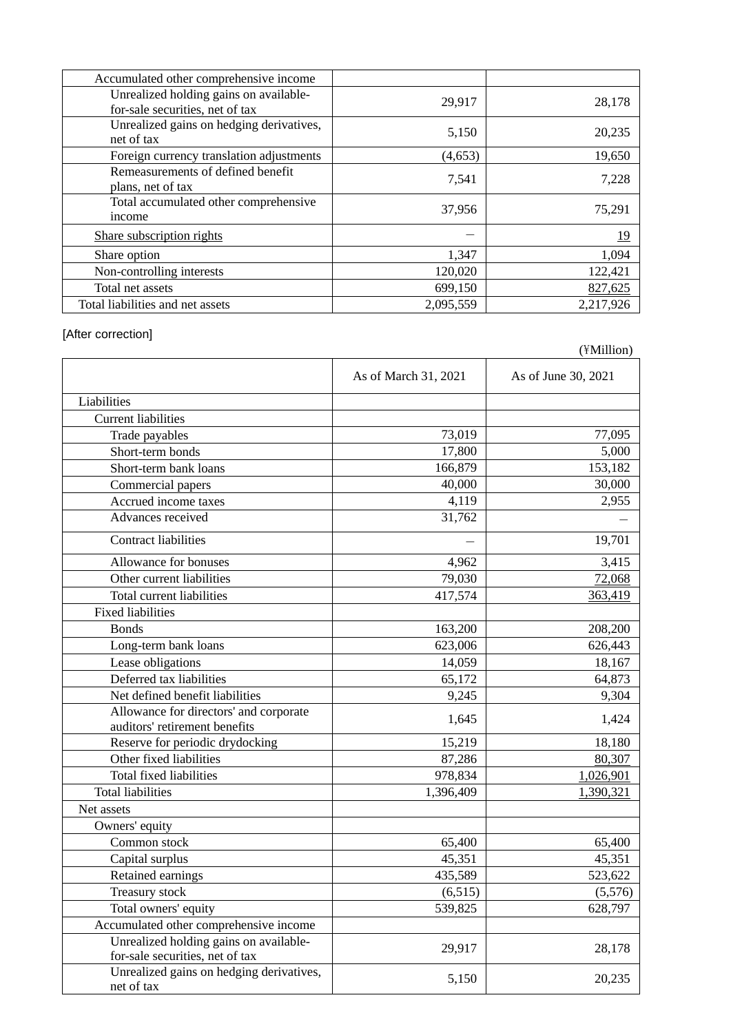| | | |
|---|---|---|
| Accumulated other comprehensive income | | |
| Unrealized holding gains on available-for-sale securities, net of tax | 29,917 | 28,178 |
| Unrealized gains on hedging derivatives, net of tax | 5,150 | 20,235 |
| Foreign currency translation adjustments | (4,653) | 19,650 |
| Remeasurements of defined benefit plans, net of tax | 7,541 | 7,228 |
| Total accumulated other comprehensive income | 37,956 | 75,291 |
| Share subscription rights | — | 19 |
| Share option | 1,347 | 1,094 |
| Non-controlling interests | 120,020 | 122,421 |
| Total net assets | 699,150 | 827,625 |
| Total liabilities and net assets | 2,095,559 | 2,217,926 |

[After correction]

(¥Million)

| | As of March 31, 2021 | As of June 30, 2021 |
|---|---|---|
| Liabilities | | |
| Current liabilities | | |
| Trade payables | 73,019 | 77,095 |
| Short-term bonds | 17,800 | 5,000 |
| Short-term bank loans | 166,879 | 153,182 |
| Commercial papers | 40,000 | 30,000 |
| Accrued income taxes | 4,119 | 2,955 |
| Advances received | 31,762 | — |
| Contract liabilities | — | 19,701 |
| Allowance for bonuses | 4,962 | 3,415 |
| Other current liabilities | 79,030 | 72,068 |
| Total current liabilities | 417,574 | 363,419 |
| Fixed liabilities | | |
| Bonds | 163,200 | 208,200 |
| Long-term bank loans | 623,006 | 626,443 |
| Lease obligations | 14,059 | 18,167 |
| Deferred tax liabilities | 65,172 | 64,873 |
| Net defined benefit liabilities | 9,245 | 9,304 |
| Allowance for directors' and corporate auditors' retirement benefits | 1,645 | 1,424 |
| Reserve for periodic drydocking | 15,219 | 18,180 |
| Other fixed liabilities | 87,286 | 80,307 |
| Total fixed liabilities | 978,834 | 1,026,901 |
| Total liabilities | 1,396,409 | 1,390,321 |
| Net assets | | |
| Owners' equity | | |
| Common stock | 65,400 | 65,400 |
| Capital surplus | 45,351 | 45,351 |
| Retained earnings | 435,589 | 523,622 |
| Treasury stock | (6,515) | (5,576) |
| Total owners' equity | 539,825 | 628,797 |
| Accumulated other comprehensive income | | |
| Unrealized holding gains on available-for-sale securities, net of tax | 29,917 | 28,178 |
| Unrealized gains on hedging derivatives, net of tax | 5,150 | 20,235 |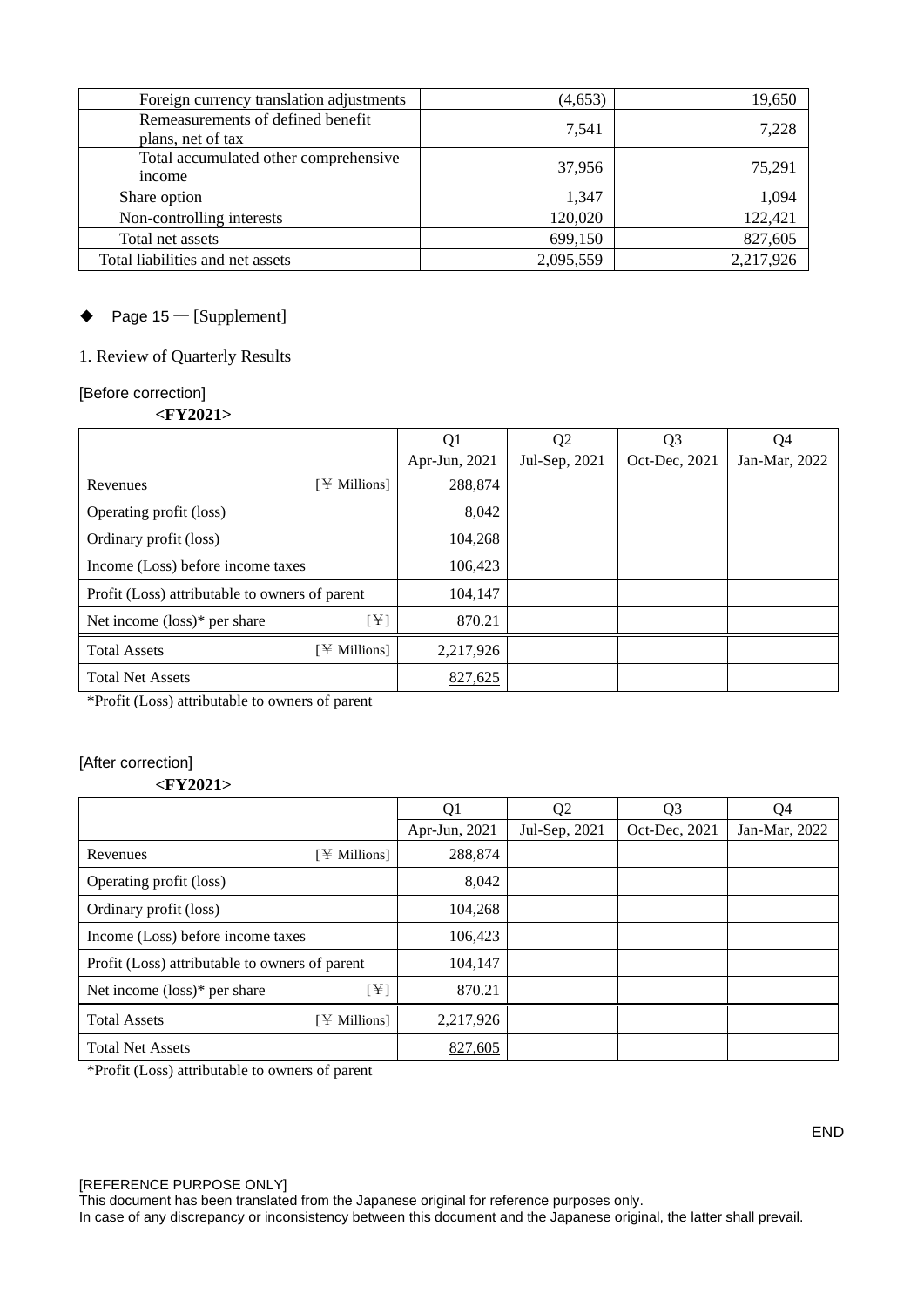| | | |
|---|---|---|
| Foreign currency translation adjustments | (4,653) | 19,650 |
| Remeasurements of defined benefit plans, net of tax | 7,541 | 7,228 |
| Total accumulated other comprehensive income | 37,956 | 75,291 |
| Share option | 1,347 | 1,094 |
| Non-controlling interests | 120,020 | 122,421 |
| Total net assets | 699,150 | 827,605 |
| Total liabilities and net assets | 2,095,559 | 2,217,926 |

◆ Page 15 — [Supplement]

1. Review of Quarterly Results

[Before correction]

**<FY2021>**

| | | Q1 | Q2 | Q3 | Q4 |
|---|---|---|---|---|---|
| | | Apr-Jun, 2021 | Jul-Sep, 2021 | Oct-Dec, 2021 | Jan-Mar, 2022 |
| Revenues | [¥ Millions] | 288,874 | | | |
| Operating profit (loss) | | 8,042 | | | |
| Ordinary profit (loss) | | 104,268 | | | |
| Income (Loss) before income taxes | | 106,423 | | | |
| Profit (Loss) attributable to owners of parent | | 104,147 | | | |
| Net income (loss)* per share | [¥] | 870.21 | | | |
| Total Assets | [¥ Millions] | 2,217,926 | | | |
| Total Net Assets | | 827,625 | | | |

*Profit (Loss) attributable to owners of parent

[After correction]

**<FY2021>**

| | | Q1 | Q2 | Q3 | Q4 |
|---|---|---|---|---|---|
| | | Apr-Jun, 2021 | Jul-Sep, 2021 | Oct-Dec, 2021 | Jan-Mar, 2022 |
| Revenues | [¥ Millions] | 288,874 | | | |
| Operating profit (loss) | | 8,042 | | | |
| Ordinary profit (loss) | | 104,268 | | | |
| Income (Loss) before income taxes | | 106,423 | | | |
| Profit (Loss) attributable to owners of parent | | 104,147 | | | |
| Net income (loss)* per share | [¥] | 870.21 | | | |
| Total Assets | [¥ Millions] | 2,217,926 | | | |
| Total Net Assets | | 827,605 | | | |

*Profit (Loss) attributable to owners of parent

END

[REFERENCE PURPOSE ONLY]
This document has been translated from the Japanese original for reference purposes only.
In case of any discrepancy or inconsistency between this document and the Japanese original, the latter shall prevail.